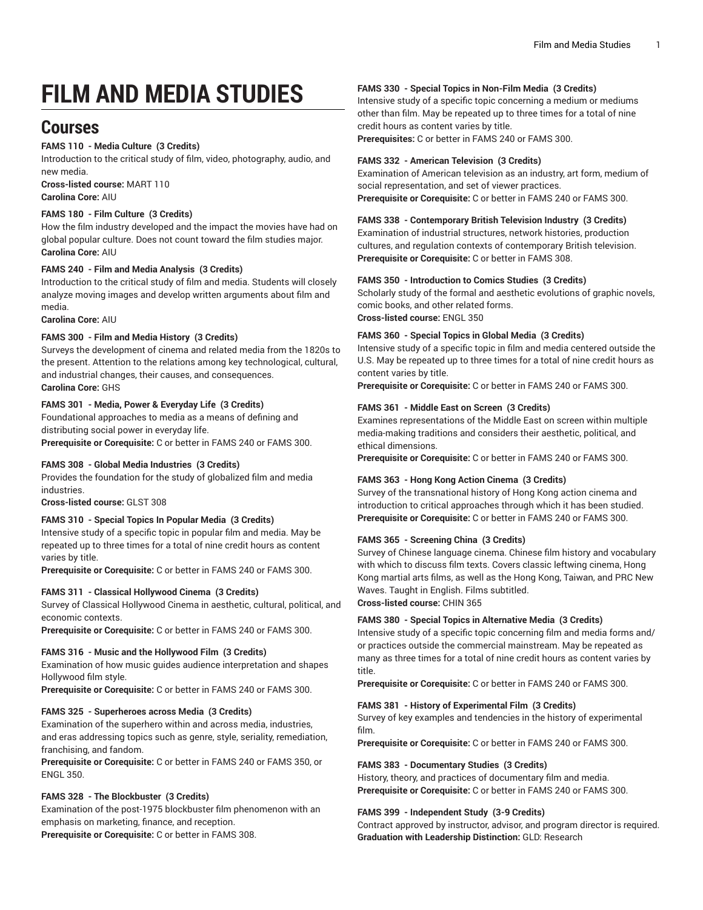# FILM AND MEDIA STUDIES

## Courses

**FAMS 110 - Media Culture (3 Credits)**
Introduction to the critical study of film, video, photography, audio, and new media.
**Cross-listed course:** MART 110
**Carolina Core:** AIU

**FAMS 180 - Film Culture (3 Credits)**
How the film industry developed and the impact the movies have had on global popular culture. Does not count toward the film studies major.
**Carolina Core:** AIU

**FAMS 240 - Film and Media Analysis (3 Credits)**
Introduction to the critical study of film and media. Students will closely analyze moving images and develop written arguments about film and media.
**Carolina Core:** AIU

**FAMS 300 - Film and Media History (3 Credits)**
Surveys the development of cinema and related media from the 1820s to the present. Attention to the relations among key technological, cultural, and industrial changes, their causes, and consequences.
**Carolina Core:** GHS

**FAMS 301 - Media, Power & Everyday Life (3 Credits)**
Foundational approaches to media as a means of defining and distributing social power in everyday life.
**Prerequisite or Corequisite:** C or better in FAMS 240 or FAMS 300.

**FAMS 308 - Global Media Industries (3 Credits)**
Provides the foundation for the study of globalized film and media industries.
**Cross-listed course:** GLST 308

**FAMS 310 - Special Topics In Popular Media (3 Credits)**
Intensive study of a specific topic in popular film and media. May be repeated up to three times for a total of nine credit hours as content varies by title.
**Prerequisite or Corequisite:** C or better in FAMS 240 or FAMS 300.

**FAMS 311 - Classical Hollywood Cinema (3 Credits)**
Survey of Classical Hollywood Cinema in aesthetic, cultural, political, and economic contexts.
**Prerequisite or Corequisite:** C or better in FAMS 240 or FAMS 300.

**FAMS 316 - Music and the Hollywood Film (3 Credits)**
Examination of how music guides audience interpretation and shapes Hollywood film style.
**Prerequisite or Corequisite:** C or better in FAMS 240 or FAMS 300.

**FAMS 325 - Superheroes across Media (3 Credits)**
Examination of the superhero within and across media, industries, and eras addressing topics such as genre, style, seriality, remediation, franchising, and fandom.
**Prerequisite or Corequisite:** C or better in FAMS 240 or FAMS 350, or ENGL 350.

**FAMS 328 - The Blockbuster (3 Credits)**
Examination of the post-1975 blockbuster film phenomenon with an emphasis on marketing, finance, and reception.
**Prerequisite or Corequisite:** C or better in FAMS 308.

**FAMS 330 - Special Topics in Non-Film Media (3 Credits)**
Intensive study of a specific topic concerning a medium or mediums other than film. May be repeated up to three times for a total of nine credit hours as content varies by title.
**Prerequisites:** C or better in FAMS 240 or FAMS 300.

**FAMS 332 - American Television (3 Credits)**
Examination of American television as an industry, art form, medium of social representation, and set of viewer practices.
**Prerequisite or Corequisite:** C or better in FAMS 240 or FAMS 300.

**FAMS 338 - Contemporary British Television Industry (3 Credits)**
Examination of industrial structures, network histories, production cultures, and regulation contexts of contemporary British television.
**Prerequisite or Corequisite:** C or better in FAMS 308.

**FAMS 350 - Introduction to Comics Studies (3 Credits)**
Scholarly study of the formal and aesthetic evolutions of graphic novels, comic books, and other related forms.
**Cross-listed course:** ENGL 350

**FAMS 360 - Special Topics in Global Media (3 Credits)**
Intensive study of a specific topic in film and media centered outside the U.S. May be repeated up to three times for a total of nine credit hours as content varies by title.
**Prerequisite or Corequisite:** C or better in FAMS 240 or FAMS 300.

**FAMS 361 - Middle East on Screen (3 Credits)**
Examines representations of the Middle East on screen within multiple media-making traditions and considers their aesthetic, political, and ethical dimensions.
**Prerequisite or Corequisite:** C or better in FAMS 240 or FAMS 300.

**FAMS 363 - Hong Kong Action Cinema (3 Credits)**
Survey of the transnational history of Hong Kong action cinema and introduction to critical approaches through which it has been studied.
**Prerequisite or Corequisite:** C or better in FAMS 240 or FAMS 300.

**FAMS 365 - Screening China (3 Credits)**
Survey of Chinese language cinema. Chinese film history and vocabulary with which to discuss film texts. Covers classic leftwing cinema, Hong Kong martial arts films, as well as the Hong Kong, Taiwan, and PRC New Waves. Taught in English. Films subtitled.
**Cross-listed course:** CHIN 365

**FAMS 380 - Special Topics in Alternative Media (3 Credits)**
Intensive study of a specific topic concerning film and media forms and/or practices outside the commercial mainstream. May be repeated as many as three times for a total of nine credit hours as content varies by title.
**Prerequisite or Corequisite:** C or better in FAMS 240 or FAMS 300.

**FAMS 381 - History of Experimental Film (3 Credits)**
Survey of key examples and tendencies in the history of experimental film.
**Prerequisite or Corequisite:** C or better in FAMS 240 or FAMS 300.

**FAMS 383 - Documentary Studies (3 Credits)**
History, theory, and practices of documentary film and media.
**Prerequisite or Corequisite:** C or better in FAMS 240 or FAMS 300.

**FAMS 399 - Independent Study (3-9 Credits)**
Contract approved by instructor, advisor, and program director is required.
**Graduation with Leadership Distinction:** GLD: Research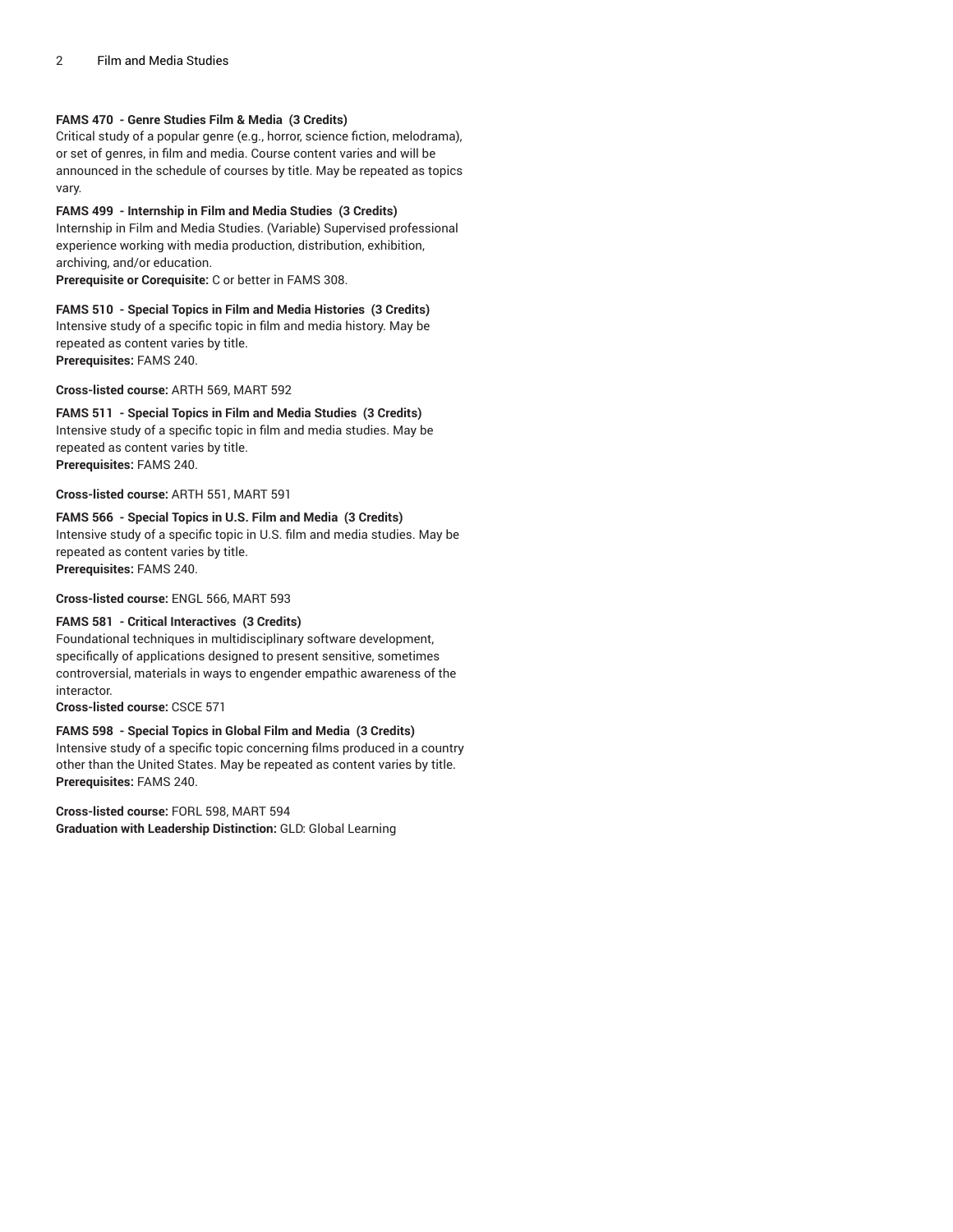**FAMS 470 - Genre Studies Film & Media (3 Credits)**
Critical study of a popular genre (e.g., horror, science fiction, melodrama), or set of genres, in film and media. Course content varies and will be announced in the schedule of courses by title. May be repeated as topics vary.

**FAMS 499 - Internship in Film and Media Studies (3 Credits)**
Internship in Film and Media Studies. (Variable) Supervised professional experience working with media production, distribution, exhibition, archiving, and/or education.
**Prerequisite or Corequisite:** C or better in FAMS 308.

**FAMS 510 - Special Topics in Film and Media Histories (3 Credits)**
Intensive study of a specific topic in film and media history. May be repeated as content varies by title.
**Prerequisites:** FAMS 240.

**Cross-listed course:** ARTH 569, MART 592

**FAMS 511 - Special Topics in Film and Media Studies (3 Credits)**
Intensive study of a specific topic in film and media studies. May be repeated as content varies by title.
**Prerequisites:** FAMS 240.

**Cross-listed course:** ARTH 551, MART 591

**FAMS 566 - Special Topics in U.S. Film and Media (3 Credits)**
Intensive study of a specific topic in U.S. film and media studies. May be repeated as content varies by title.
**Prerequisites:** FAMS 240.

**Cross-listed course:** ENGL 566, MART 593

**FAMS 581 - Critical Interactives (3 Credits)**
Foundational techniques in multidisciplinary software development, specifically of applications designed to present sensitive, sometimes controversial, materials in ways to engender empathic awareness of the interactor.
**Cross-listed course:** CSCE 571

**FAMS 598 - Special Topics in Global Film and Media (3 Credits)**
Intensive study of a specific topic concerning films produced in a country other than the United States. May be repeated as content varies by title.
**Prerequisites:** FAMS 240.

**Cross-listed course:** FORL 598, MART 594
**Graduation with Leadership Distinction:** GLD: Global Learning